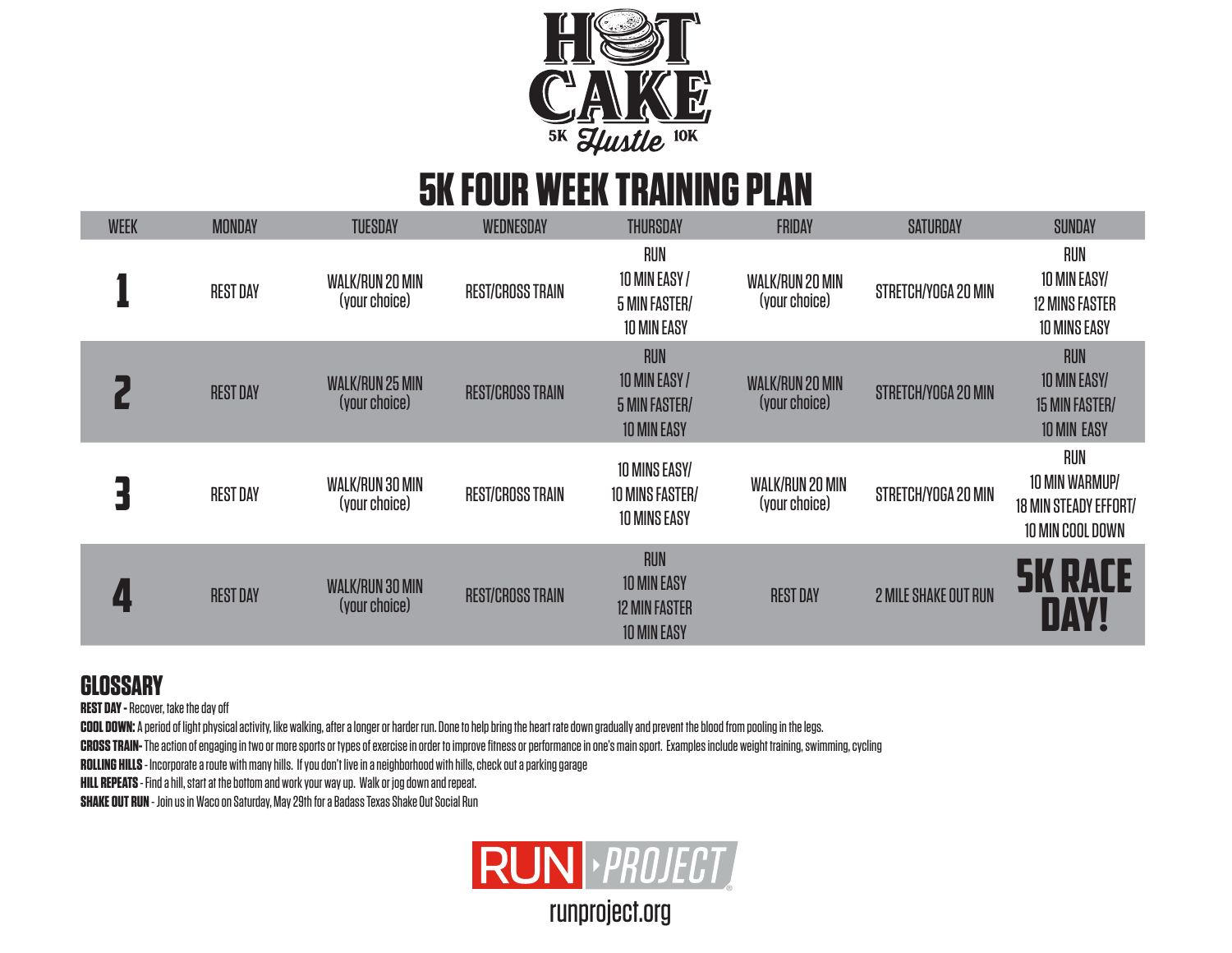# HOT CAKE Hustle 5K 10K

# 5K FOUR WEEK TRAINING PLAN

| WEEK | MONDAY | TUESDAY | WEDNESDAY | THURSDAY | FRIDAY | SATURDAY | SUNDAY |
|---|---|---|---|---|---|---|---|
| 1 | REST DAY | WALK/RUN 20 MIN (your choice) | REST/CROSS TRAIN | RUN 10 MIN EASY / 5 MIN FASTER/ 10 MIN EASY | WALK/RUN 20 MIN (your choice) | STRETCH/YOGA 20 MIN | RUN 10 MIN EASY/ 12 MINS FASTER 10 MINS EASY |
| 2 | REST DAY | WALK/RUN 25 MIN (your choice) | REST/CROSS TRAIN | RUN 10 MIN EASY / 5 MIN FASTER/ 10 MIN EASY | WALK/RUN 20 MIN (your choice) | STRETCH/YOGA 20 MIN | RUN 10 MIN EASY/ 15 MIN FASTER/ 10 MIN EASY |
| 3 | REST DAY | WALK/RUN 30 MIN (your choice) | REST/CROSS TRAIN | 10 MINS EASY/ 10 MINS FASTER/ 10 MINS EASY | WALK/RUN 20 MIN (your choice) | STRETCH/YOGA 20 MIN | RUN 10 MIN WARMUP/ 18 MIN STEADY EFFORT/ 10 MIN COOL DOWN |
| 4 | REST DAY | WALK/RUN 30 MIN (your choice) | REST/CROSS TRAIN | RUN 10 MIN EASY 12 MIN FASTER 10 MIN EASY | REST DAY | 2 MILE SHAKE OUT RUN | **5K RACE DAY!** |

## GLOSSARY

**REST DAY -** Recover, take the day off

**COOL DOWN:** A period of light physical activity, like walking, after a longer or harder run. Done to help bring the heart rate down gradually and prevent the blood from pooling in the legs.

**CROSS TRAIN-** The action of engaging in two or more sports or types of exercise in order to improve fitness or performance in one's main sport. Examples include weight training, swimming, cycling

**ROLLING HILLS** - Incorporate a route with many hills. If you don't live in a neighborhood with hills, check out a parking garage

**HILL REPEATS** - Find a hill, start at the bottom and work your way up. Walk or jog down and repeat.

**SHAKE OUT RUN** - Join us in Waco on Saturday, May 29th for a Badass Texas Shake Out Social Run

RUN PROJECT

runproject.org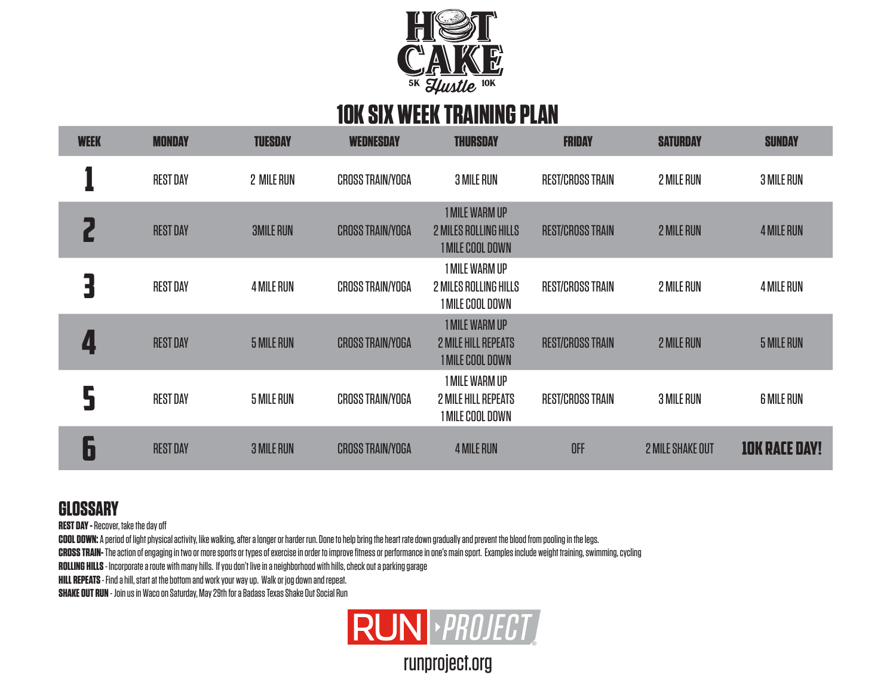# HOT CAKE Hustle

5K 10K

## 10K SIX WEEK TRAINING PLAN

| WEEK | MONDAY | TUESDAY | WEDNESDAY | THURSDAY | FRIDAY | SATURDAY | SUNDAY |
|---|---|---|---|---|---|---|---|
| 1 | REST DAY | 2 MILE RUN | CROSS TRAIN/YOGA | 3 MILE RUN | REST/CROSS TRAIN | 2 MILE RUN | 3 MILE RUN |
| 2 | REST DAY | 3MILE RUN | CROSS TRAIN/YOGA | 1 MILE WARM UP<br>2 MILES ROLLING HILLS<br>1 MILE COOL DOWN | REST/CROSS TRAIN | 2 MILE RUN | 4 MILE RUN |
| 3 | REST DAY | 4 MILE RUN | CROSS TRAIN/YOGA | 1 MILE WARM UP<br>2 MILES ROLLING HILLS<br>1 MILE COOL DOWN | REST/CROSS TRAIN | 2 MILE RUN | 4 MILE RUN |
| 4 | REST DAY | 5 MILE RUN | CROSS TRAIN/YOGA | 1 MILE WARM UP<br>2 MILE HILL REPEATS<br>1 MILE COOL DOWN | REST/CROSS TRAIN | 2 MILE RUN | 5 MILE RUN |
| 5 | REST DAY | 5 MILE RUN | CROSS TRAIN/YOGA | 1 MILE WARM UP<br>2 MILE HILL REPEATS<br>1 MILE COOL DOWN | REST/CROSS TRAIN | 3 MILE RUN | 6 MILE RUN |
| 6 | REST DAY | 3 MILE RUN | CROSS TRAIN/YOGA | 4 MILE RUN | OFF | 2 MILE SHAKE OUT | **10K RACE DAY!** |

## GLOSSARY

**REST DAY** - Recover, take the day off

**COOL DOWN:** A period of light physical activity, like walking, after a longer or harder run. Done to help bring the heart rate down gradually and prevent the blood from pooling in the legs.

**CROSS TRAIN**- The action of engaging in two or more sports or types of exercise in order to improve fitness or performance in one's main sport. Examples include weight training, swimming, cycling

**ROLLING HILLS** - Incorporate a route with many hills. If you don't live in a neighborhood with hills, check out a parking garage

**HILL REPEATS** - Find a hill, start at the bottom and work your way up. Walk or jog down and repeat.

**SHAKE OUT RUN** - Join us in Waco on Saturday, May 29th for a Badass Texas Shake Out Social Run

RUN PROJECT

runproject.org